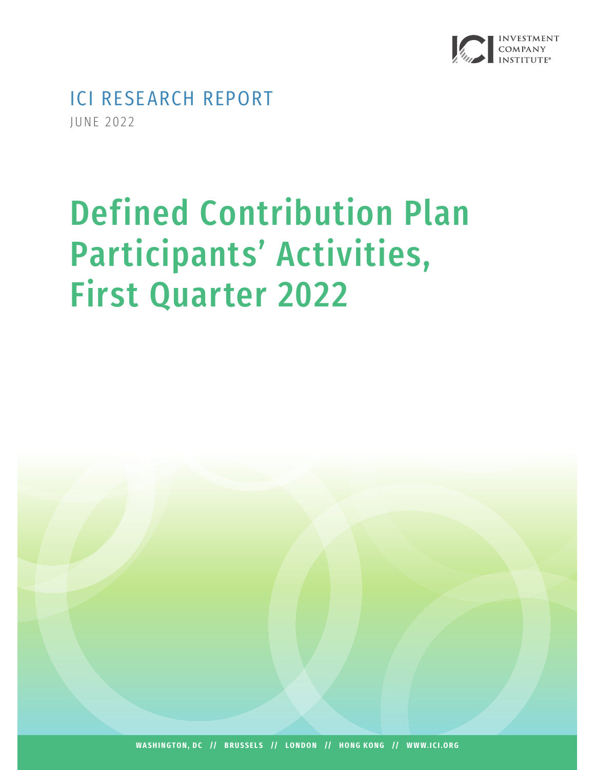INVESTMENT COMPANY INSTITUTE

ICI RESEARCH REPORT

JUNE 2022

# Defined Contribution Plan Participants' Activities, First Quarter 2022

WASHINGTON, DC // BRUSSELS // LONDON // HONG KONG // WWW.ICI.ORG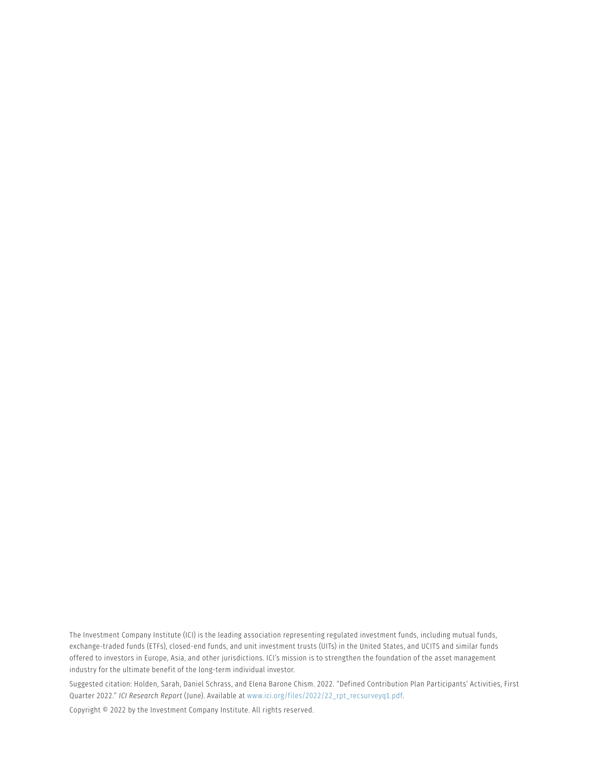The Investment Company Institute (ICI) is the leading association representing regulated investment funds, including mutual funds, exchange-traded funds (ETFs), closed-end funds, and unit investment trusts (UITs) in the United States, and UCITS and similar funds offered to investors in Europe, Asia, and other jurisdictions. ICI's mission is to strengthen the foundation of the asset management industry for the ultimate benefit of the long-term individual investor.

Suggested citation: Holden, Sarah, Daniel Schrass, and Elena Barone Chism. 2022. "Defined Contribution Plan Participants' Activities, First Quarter 2022." *ICI Research Report* (June). Available at www.ici.org/files/2022/22_rpt_recsurveyq1.pdf.

Copyright © 2022 by the Investment Company Institute. All rights reserved.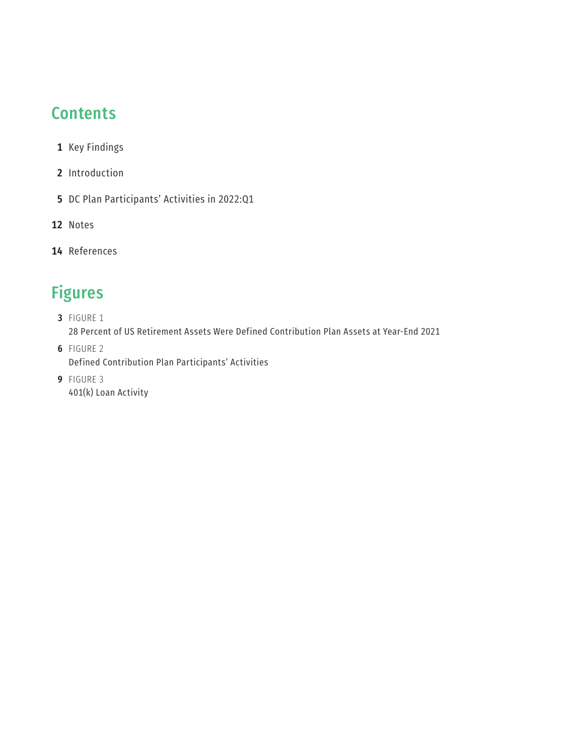## Contents

1 Key Findings

2 Introduction

5 DC Plan Participants' Activities in 2022:Q1

12 Notes

14 References

## Figures

3 FIGURE 1
28 Percent of US Retirement Assets Were Defined Contribution Plan Assets at Year-End 2021

6 FIGURE 2
Defined Contribution Plan Participants' Activities

9 FIGURE 3
401(k) Loan Activity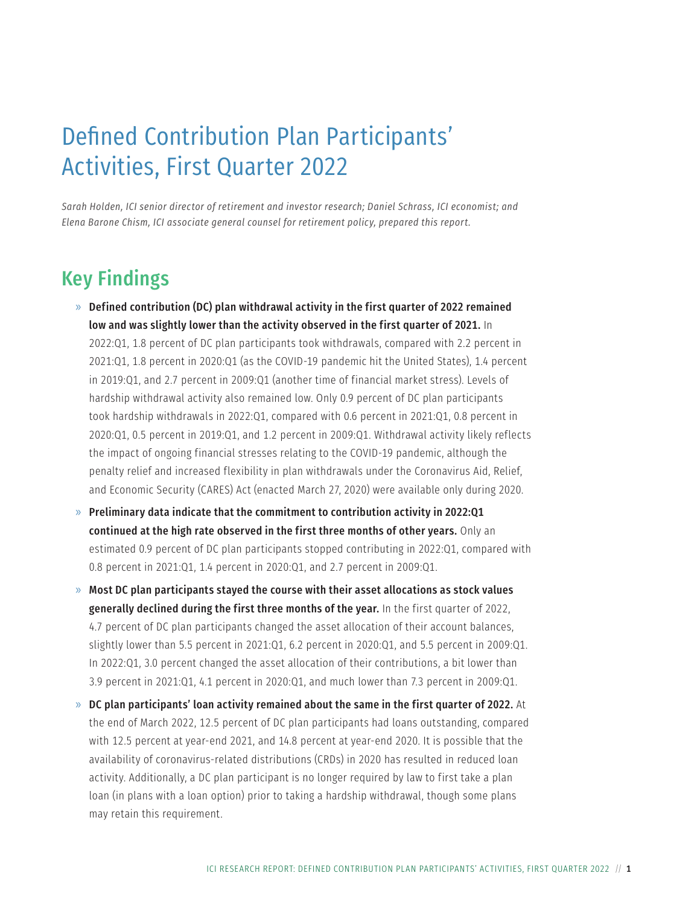# Defined Contribution Plan Participants' Activities, First Quarter 2022

*Sarah Holden, ICI senior director of retirement and investor research; Daniel Schrass, ICI economist; and Elena Barone Chism, ICI associate general counsel for retirement policy, prepared this report.*

## Key Findings

- **Defined contribution (DC) plan withdrawal activity in the first quarter of 2022 remained low and was slightly lower than the activity observed in the first quarter of 2021.** In 2022:Q1, 1.8 percent of DC plan participants took withdrawals, compared with 2.2 percent in 2021:Q1, 1.8 percent in 2020:Q1 (as the COVID-19 pandemic hit the United States), 1.4 percent in 2019:Q1, and 2.7 percent in 2009:Q1 (another time of financial market stress). Levels of hardship withdrawal activity also remained low. Only 0.9 percent of DC plan participants took hardship withdrawals in 2022:Q1, compared with 0.6 percent in 2021:Q1, 0.8 percent in 2020:Q1, 0.5 percent in 2019:Q1, and 1.2 percent in 2009:Q1. Withdrawal activity likely reflects the impact of ongoing financial stresses relating to the COVID-19 pandemic, although the penalty relief and increased flexibility in plan withdrawals under the Coronavirus Aid, Relief, and Economic Security (CARES) Act (enacted March 27, 2020) were available only during 2020.
- **Preliminary data indicate that the commitment to contribution activity in 2022:Q1 continued at the high rate observed in the first three months of other years.** Only an estimated 0.9 percent of DC plan participants stopped contributing in 2022:Q1, compared with 0.8 percent in 2021:Q1, 1.4 percent in 2020:Q1, and 2.7 percent in 2009:Q1.
- **Most DC plan participants stayed the course with their asset allocations as stock values generally declined during the first three months of the year.** In the first quarter of 2022, 4.7 percent of DC plan participants changed the asset allocation of their account balances, slightly lower than 5.5 percent in 2021:Q1, 6.2 percent in 2020:Q1, and 5.5 percent in 2009:Q1. In 2022:Q1, 3.0 percent changed the asset allocation of their contributions, a bit lower than 3.9 percent in 2021:Q1, 4.1 percent in 2020:Q1, and much lower than 7.3 percent in 2009:Q1.
- **DC plan participants' loan activity remained about the same in the first quarter of 2022.** At the end of March 2022, 12.5 percent of DC plan participants had loans outstanding, compared with 12.5 percent at year-end 2021, and 14.8 percent at year-end 2020. It is possible that the availability of coronavirus-related distributions (CRDs) in 2020 has resulted in reduced loan activity. Additionally, a DC plan participant is no longer required by law to first take a plan loan (in plans with a loan option) prior to taking a hardship withdrawal, though some plans may retain this requirement.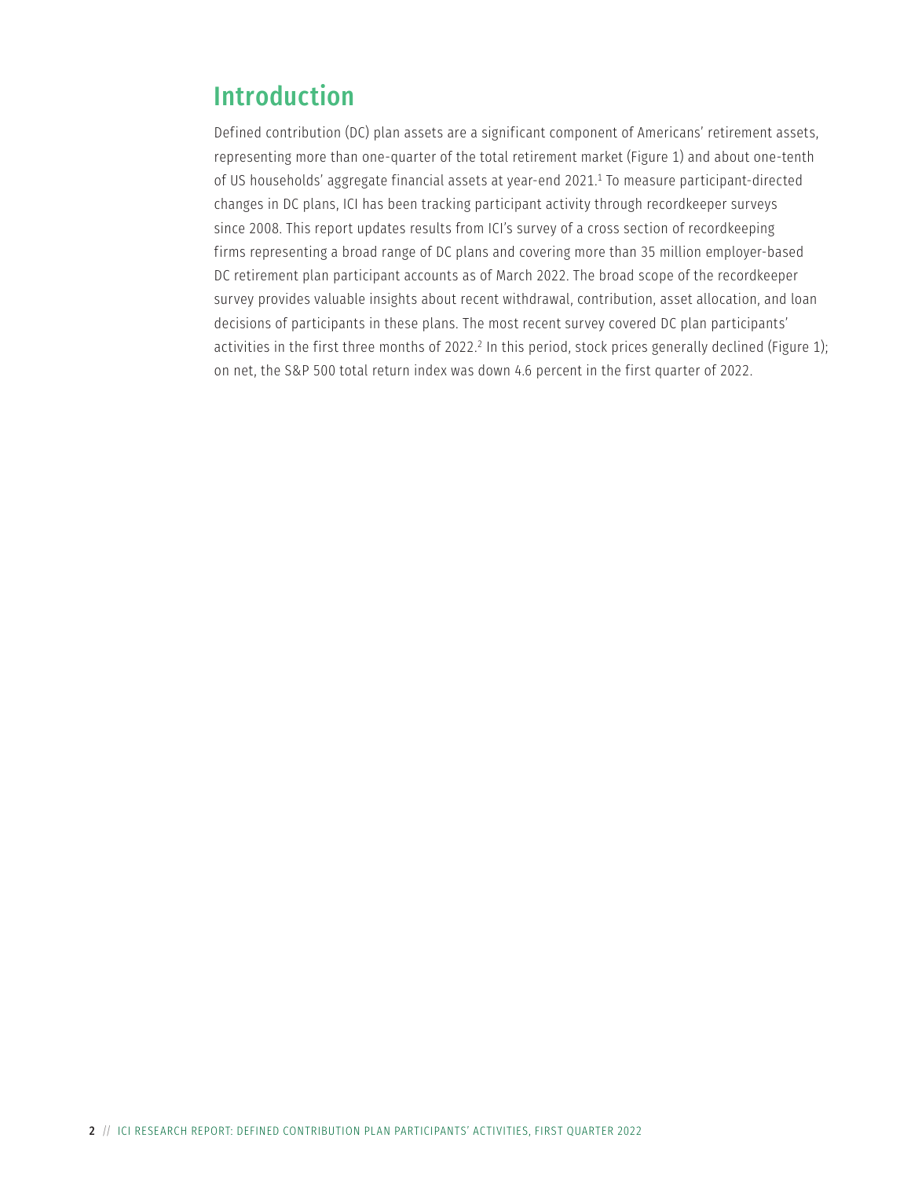## Introduction

Defined contribution (DC) plan assets are a significant component of Americans' retirement assets, representing more than one-quarter of the total retirement market (Figure 1) and about one-tenth of US households' aggregate financial assets at year-end 2021.[1] To measure participant-directed changes in DC plans, ICI has been tracking participant activity through recordkeeper surveys since 2008. This report updates results from ICI's survey of a cross section of recordkeeping firms representing a broad range of DC plans and covering more than 35 million employer-based DC retirement plan participant accounts as of March 2022. The broad scope of the recordkeeper survey provides valuable insights about recent withdrawal, contribution, asset allocation, and loan decisions of participants in these plans. The most recent survey covered DC plan participants' activities in the first three months of 2022.[2] In this period, stock prices generally declined (Figure 1); on net, the S&P 500 total return index was down 4.6 percent in the first quarter of 2022.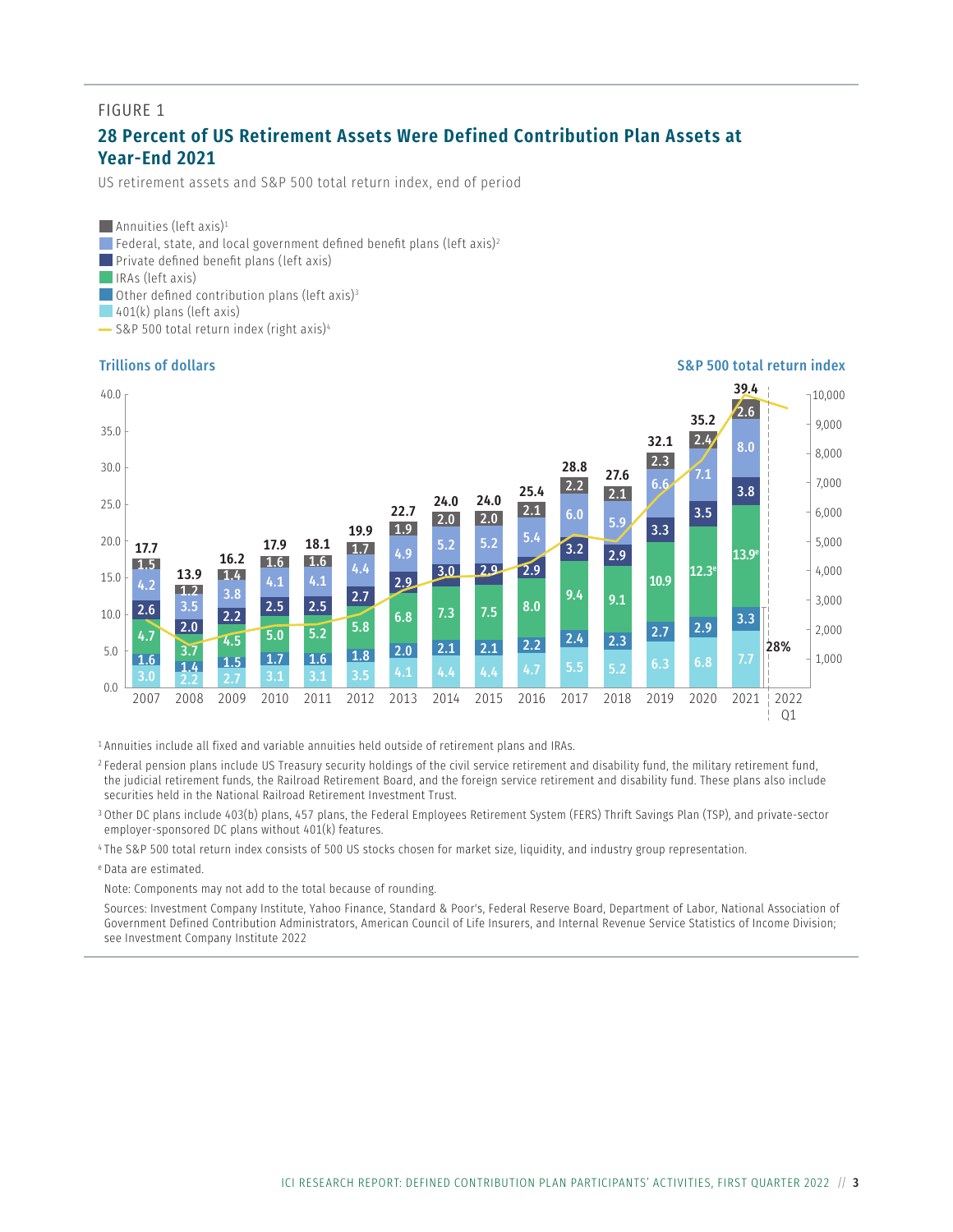FIGURE 1

## 28 Percent of US Retirement Assets Were Defined Contribution Plan Assets at Year-End 2021

US retirement assets and S&P 500 total return index, end of period

- Annuities (left axis)[1]
- Federal, state, and local government defined benefit plans (left axis)[2]
- Private defined benefit plans (left axis)
- IRAs (left axis)
- Other defined contribution plans (left axis)[3]
- 401(k) plans (left axis)
- S&P 500 total return index (right axis)[4]

Trillions of dollars

| | 2007 | 2008 | 2009 | 2010 | 2011 | 2012 | 2013 | 2014 | 2015 | 2016 | 2017 | 2018 | 2019 | 2020 | 2021 |
|---|---|---|---|---|---|---|---|---|---|---|---|---|---|---|---|
| Annuities | 1.5 | 1.2 | 1.4 | 1.6 | 1.6 | 1.7 | 1.9 | 2.0 | 2.0 | 2.1 | 2.2 | 2.1 | 2.3 | 2.4 | 2.6 |
| Federal, state, and local government DB plans | 4.2 | 3.5 | 3.8 | 4.1 | 4.1 | 4.4 | 4.9 | 5.2 | 5.2 | 5.4 | 6.0 | 5.9 | 6.6 | 7.1 | 8.0 |
| Private DB plans | 2.6 | 2.0 | 2.2 | 2.5 | 2.5 | 2.7 | 2.9 | 3.0 | 2.9 | 2.9 | 3.2 | 2.9 | 3.3 | 3.5 | 3.8 |
| IRAs | 4.7 | 3.7 | 4.5 | 5.0 | 5.2 | 5.8 | 6.8 | 7.3 | 7.5 | 8.0 | 9.4 | 9.1 | 10.9 | 12.3[e] | 13.9[e] |
| Other DC plans | 1.6 | 1.4 | 1.5 | 1.7 | 1.6 | 1.8 | 2.0 | 2.1 | 2.1 | 2.2 | 2.4 | 2.3 | 2.7 | 2.9 | 3.3 |
| 401(k) plans | 3.0 | 2.2 | 2.7 | 3.1 | 3.1 | 3.5 | 4.1 | 4.4 | 4.4 | 4.7 | 5.5 | 5.2 | 6.3 | 6.8 | 7.7 |
| Total | 17.7 | 13.9 | 16.2 | 17.9 | 18.1 | 19.9 | 22.7 | 24.0 | 24.0 | 25.4 | 28.8 | 27.6 | 32.1 | 35.2 | 39.4 |

28% (DC plan share, 2021). S&P 500 total return index shown through 2022 Q1.

[1] Annuities include all fixed and variable annuities held outside of retirement plans and IRAs.

[2] Federal pension plans include US Treasury security holdings of the civil service retirement and disability fund, the military retirement fund, the judicial retirement funds, the Railroad Retirement Board, and the foreign service retirement and disability fund. These plans also include securities held in the National Railroad Retirement Investment Trust.

[3] Other DC plans include 403(b) plans, 457 plans, the Federal Employees Retirement System (FERS) Thrift Savings Plan (TSP), and private-sector employer-sponsored DC plans without 401(k) features.

[4] The S&P 500 total return index consists of 500 US stocks chosen for market size, liquidity, and industry group representation.

[e] Data are estimated.

Note: Components may not add to the total because of rounding.

Sources: Investment Company Institute, Yahoo Finance, Standard & Poor's, Federal Reserve Board, Department of Labor, National Association of Government Defined Contribution Administrators, American Council of Life Insurers, and Internal Revenue Service Statistics of Income Division; see Investment Company Institute 2022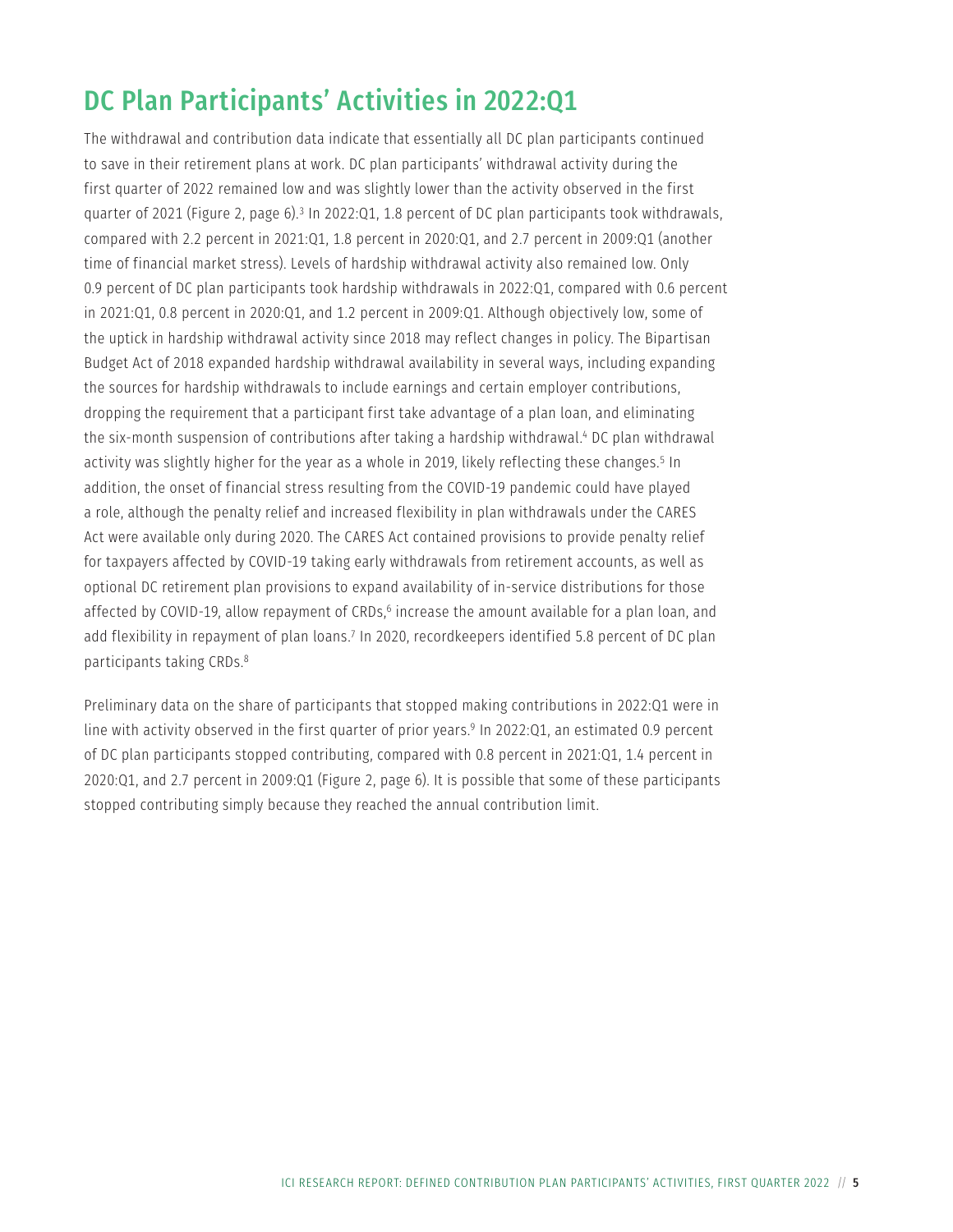## DC Plan Participants' Activities in 2022:Q1

The withdrawal and contribution data indicate that essentially all DC plan participants continued to save in their retirement plans at work. DC plan participants' withdrawal activity during the first quarter of 2022 remained low and was slightly lower than the activity observed in the first quarter of 2021 (Figure 2, page 6).[3] In 2022:Q1, 1.8 percent of DC plan participants took withdrawals, compared with 2.2 percent in 2021:Q1, 1.8 percent in 2020:Q1, and 2.7 percent in 2009:Q1 (another time of financial market stress). Levels of hardship withdrawal activity also remained low. Only 0.9 percent of DC plan participants took hardship withdrawals in 2022:Q1, compared with 0.6 percent in 2021:Q1, 0.8 percent in 2020:Q1, and 1.2 percent in 2009:Q1. Although objectively low, some of the uptick in hardship withdrawal activity since 2018 may reflect changes in policy. The Bipartisan Budget Act of 2018 expanded hardship withdrawal availability in several ways, including expanding the sources for hardship withdrawals to include earnings and certain employer contributions, dropping the requirement that a participant first take advantage of a plan loan, and eliminating the six-month suspension of contributions after taking a hardship withdrawal.[4] DC plan withdrawal activity was slightly higher for the year as a whole in 2019, likely reflecting these changes.[5] In addition, the onset of financial stress resulting from the COVID-19 pandemic could have played a role, although the penalty relief and increased flexibility in plan withdrawals under the CARES Act were available only during 2020. The CARES Act contained provisions to provide penalty relief for taxpayers affected by COVID-19 taking early withdrawals from retirement accounts, as well as optional DC retirement plan provisions to expand availability of in-service distributions for those affected by COVID-19, allow repayment of CRDs,[6] increase the amount available for a plan loan, and add flexibility in repayment of plan loans.[7] In 2020, recordkeepers identified 5.8 percent of DC plan participants taking CRDs.[8]

Preliminary data on the share of participants that stopped making contributions in 2022:Q1 were in line with activity observed in the first quarter of prior years.[9] In 2022:Q1, an estimated 0.9 percent of DC plan participants stopped contributing, compared with 0.8 percent in 2021:Q1, 1.4 percent in 2020:Q1, and 2.7 percent in 2009:Q1 (Figure 2, page 6). It is possible that some of these participants stopped contributing simply because they reached the annual contribution limit.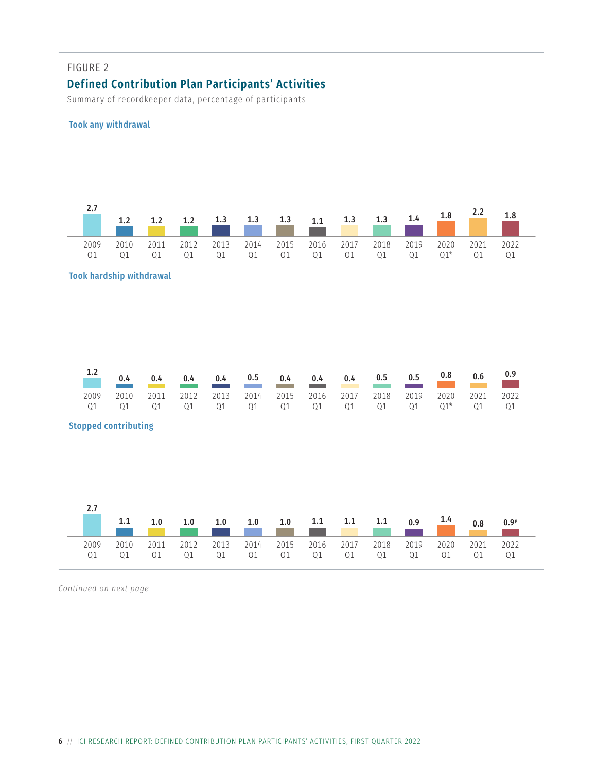FIGURE 2

## Defined Contribution Plan Participants' Activities

Summary of recordkeeper data, percentage of participants

**Took any withdrawal**

| 2009 Q1 | 2010 Q1 | 2011 Q1 | 2012 Q1 | 2013 Q1 | 2014 Q1 | 2015 Q1 | 2016 Q1 | 2017 Q1 | 2018 Q1 | 2019 Q1 | 2020 Q1* | 2021 Q1 | 2022 Q1 |
|---|---|---|---|---|---|---|---|---|---|---|---|---|---|
| 2.7 | 1.2 | 1.2 | 1.2 | 1.3 | 1.3 | 1.3 | 1.1 | 1.3 | 1.3 | 1.4 | 1.8 | 2.2 | 1.8 |

**Took hardship withdrawal**

| 2009 Q1 | 2010 Q1 | 2011 Q1 | 2012 Q1 | 2013 Q1 | 2014 Q1 | 2015 Q1 | 2016 Q1 | 2017 Q1 | 2018 Q1 | 2019 Q1 | 2020 Q1* | 2021 Q1 | 2022 Q1 |
|---|---|---|---|---|---|---|---|---|---|---|---|---|---|
| 1.2 | 0.4 | 0.4 | 0.4 | 0.4 | 0.5 | 0.4 | 0.4 | 0.4 | 0.5 | 0.5 | 0.8 | 0.6 | 0.9 |

**Stopped contributing**

| 2009 Q1 | 2010 Q1 | 2011 Q1 | 2012 Q1 | 2013 Q1 | 2014 Q1 | 2015 Q1 | 2016 Q1 | 2017 Q1 | 2018 Q1 | 2019 Q1 | 2020 Q1 | 2021 Q1 | 2022 Q1 |
|---|---|---|---|---|---|---|---|---|---|---|---|---|---|
| 2.7 | 1.1 | 1.0 | 1.0 | 1.0 | 1.0 | 1.0 | 1.1 | 1.1 | 1.1 | 0.9 | 1.4 | 0.8 | 0.9[p] |

*Continued on next page*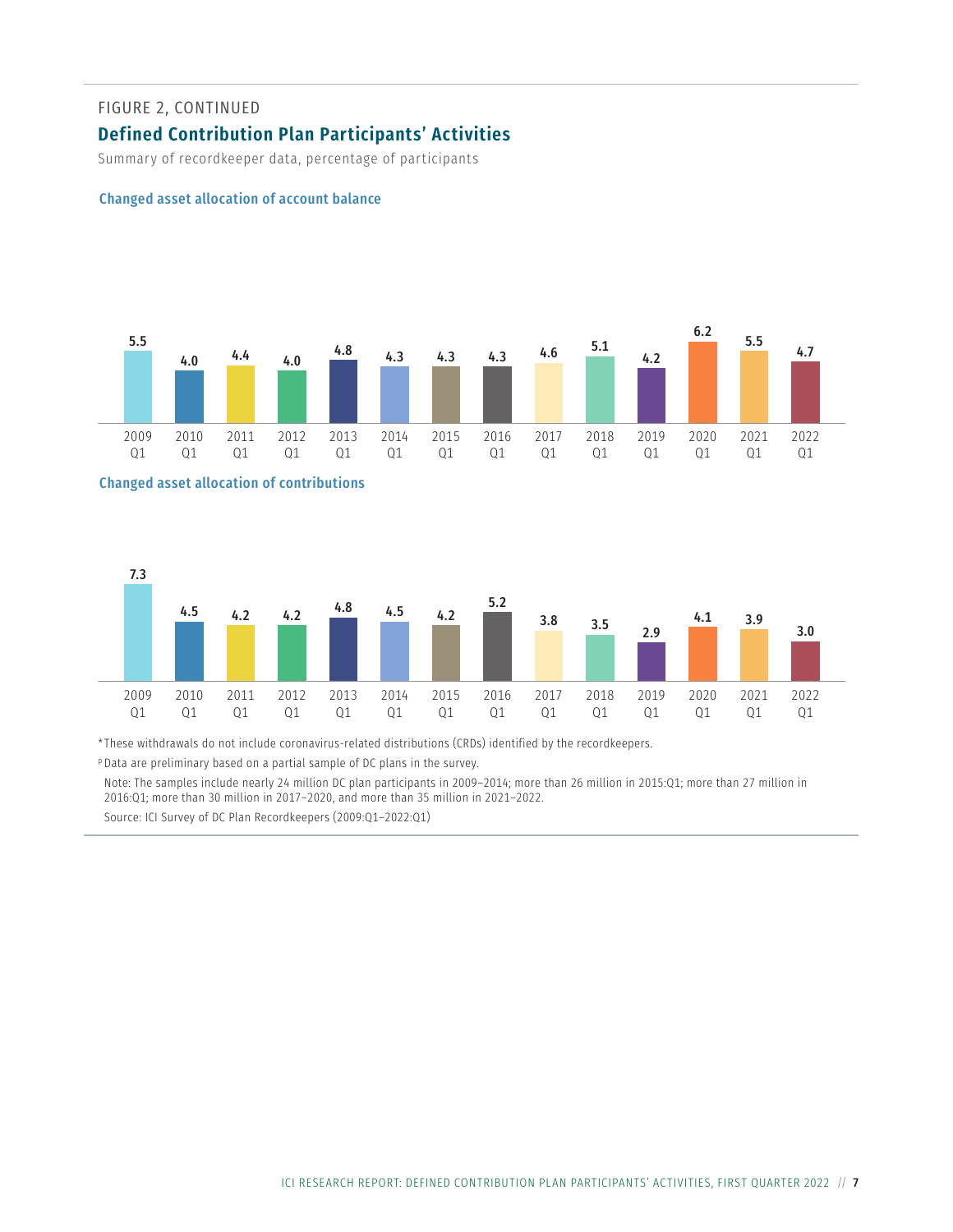FIGURE 2, CONTINUED

## Defined Contribution Plan Participants' Activities

Summary of recordkeeper data, percentage of participants

### Changed asset allocation of account balance

| 2009 Q1 | 2010 Q1 | 2011 Q1 | 2012 Q1 | 2013 Q1 | 2014 Q1 | 2015 Q1 | 2016 Q1 | 2017 Q1 | 2018 Q1 | 2019 Q1 | 2020 Q1 | 2021 Q1 | 2022 Q1 |
|---|---|---|---|---|---|---|---|---|---|---|---|---|---|
| 5.5 | 4.0 | 4.4 | 4.0 | 4.8 | 4.3 | 4.3 | 4.3 | 4.6 | 5.1 | 4.2 | 6.2 | 5.5 | 4.7 |

### Changed asset allocation of contributions

| 2009 Q1 | 2010 Q1 | 2011 Q1 | 2012 Q1 | 2013 Q1 | 2014 Q1 | 2015 Q1 | 2016 Q1 | 2017 Q1 | 2018 Q1 | 2019 Q1 | 2020 Q1 | 2021 Q1 | 2022 Q1 |
|---|---|---|---|---|---|---|---|---|---|---|---|---|---|
| 7.3 | 4.5 | 4.2 | 4.2 | 4.8 | 4.5 | 4.2 | 5.2 | 3.8 | 3.5 | 2.9 | 4.1 | 3.9 | 3.0 |

*These withdrawals do not include coronavirus-related distributions (CRDs) identified by the recordkeepers.

P Data are preliminary based on a partial sample of DC plans in the survey.

Note: The samples include nearly 24 million DC plan participants in 2009–2014; more than 26 million in 2015:Q1; more than 27 million in 2016:Q1; more than 30 million in 2017–2020, and more than 35 million in 2021–2022.

Source: ICI Survey of DC Plan Recordkeepers (2009:Q1–2022:Q1)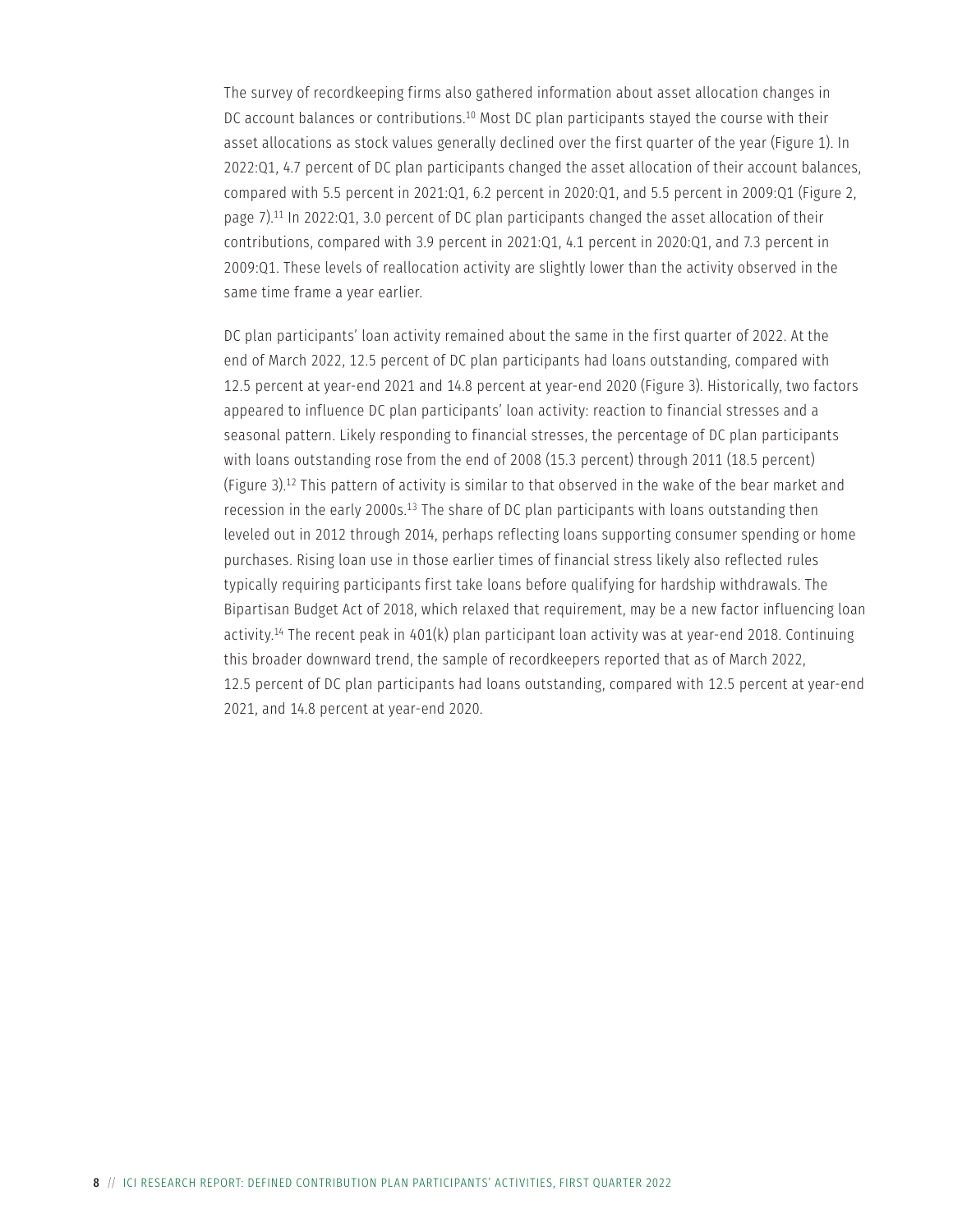The survey of recordkeeping firms also gathered information about asset allocation changes in DC account balances or contributions.[10] Most DC plan participants stayed the course with their asset allocations as stock values generally declined over the first quarter of the year (Figure 1). In 2022:Q1, 4.7 percent of DC plan participants changed the asset allocation of their account balances, compared with 5.5 percent in 2021:Q1, 6.2 percent in 2020:Q1, and 5.5 percent in 2009:Q1 (Figure 2, page 7).[11] In 2022:Q1, 3.0 percent of DC plan participants changed the asset allocation of their contributions, compared with 3.9 percent in 2021:Q1, 4.1 percent in 2020:Q1, and 7.3 percent in 2009:Q1. These levels of reallocation activity are slightly lower than the activity observed in the same time frame a year earlier.

DC plan participants' loan activity remained about the same in the first quarter of 2022. At the end of March 2022, 12.5 percent of DC plan participants had loans outstanding, compared with 12.5 percent at year-end 2021 and 14.8 percent at year-end 2020 (Figure 3). Historically, two factors appeared to influence DC plan participants' loan activity: reaction to financial stresses and a seasonal pattern. Likely responding to financial stresses, the percentage of DC plan participants with loans outstanding rose from the end of 2008 (15.3 percent) through 2011 (18.5 percent) (Figure 3).[12] This pattern of activity is similar to that observed in the wake of the bear market and recession in the early 2000s.[13] The share of DC plan participants with loans outstanding then leveled out in 2012 through 2014, perhaps reflecting loans supporting consumer spending or home purchases. Rising loan use in those earlier times of financial stress likely also reflected rules typically requiring participants first take loans before qualifying for hardship withdrawals. The Bipartisan Budget Act of 2018, which relaxed that requirement, may be a new factor influencing loan activity.[14] The recent peak in 401(k) plan participant loan activity was at year-end 2018. Continuing this broader downward trend, the sample of recordkeepers reported that as of March 2022, 12.5 percent of DC plan participants had loans outstanding, compared with 12.5 percent at year-end 2021, and 14.8 percent at year-end 2020.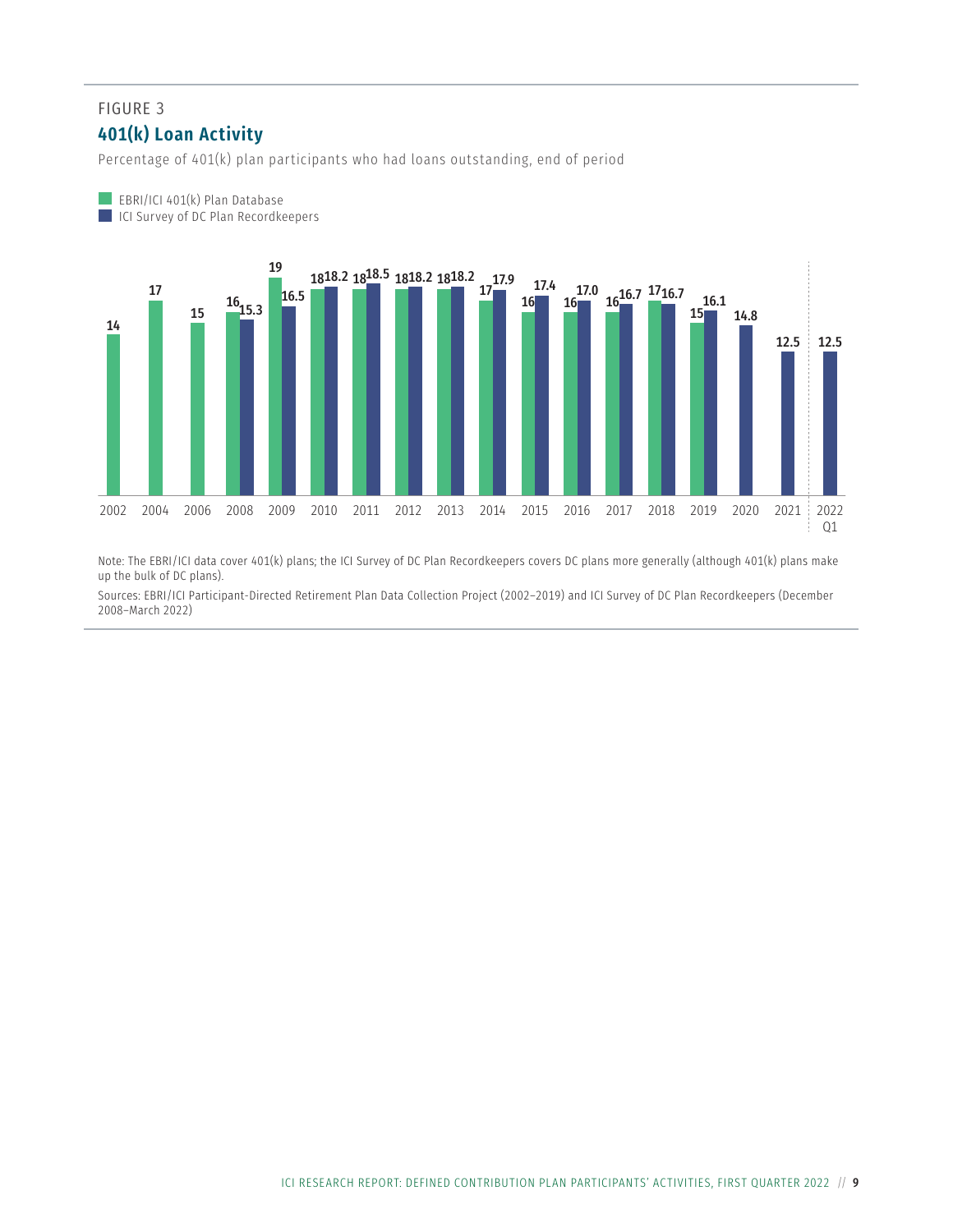FIGURE 3

## 401(k) Loan Activity

Percentage of 401(k) plan participants who had loans outstanding, end of period

| Year | EBRI/ICI 401(k) Plan Database | ICI Survey of DC Plan Recordkeepers |
|---|---|---|
| 2002 | 14 | |
| 2004 | 17 | |
| 2006 | 15 | |
| 2008 | 16 | 15.3 |
| 2009 | 19 | 16.5 |
| 2010 | 18 | 18.2 |
| 2011 | 18 | 18.5 |
| 2012 | 18 | 18.2 |
| 2013 | 18 | 18.2 |
| 2014 | 17 | 17.9 |
| 2015 | 16 | 17.4 |
| 2016 | 16 | 17.0 |
| 2017 | 16 | 16.7 |
| 2018 | 17 | 16.7 |
| 2019 | 15 | 16.1 |
| 2020 | | 14.8 |
| 2021 | | 12.5 |
| 2022 Q1 | | 12.5 |

Note: The EBRI/ICI data cover 401(k) plans; the ICI Survey of DC Plan Recordkeepers covers DC plans more generally (although 401(k) plans make up the bulk of DC plans).

Sources: EBRI/ICI Participant-Directed Retirement Plan Data Collection Project (2002–2019) and ICI Survey of DC Plan Recordkeepers (December 2008–March 2022)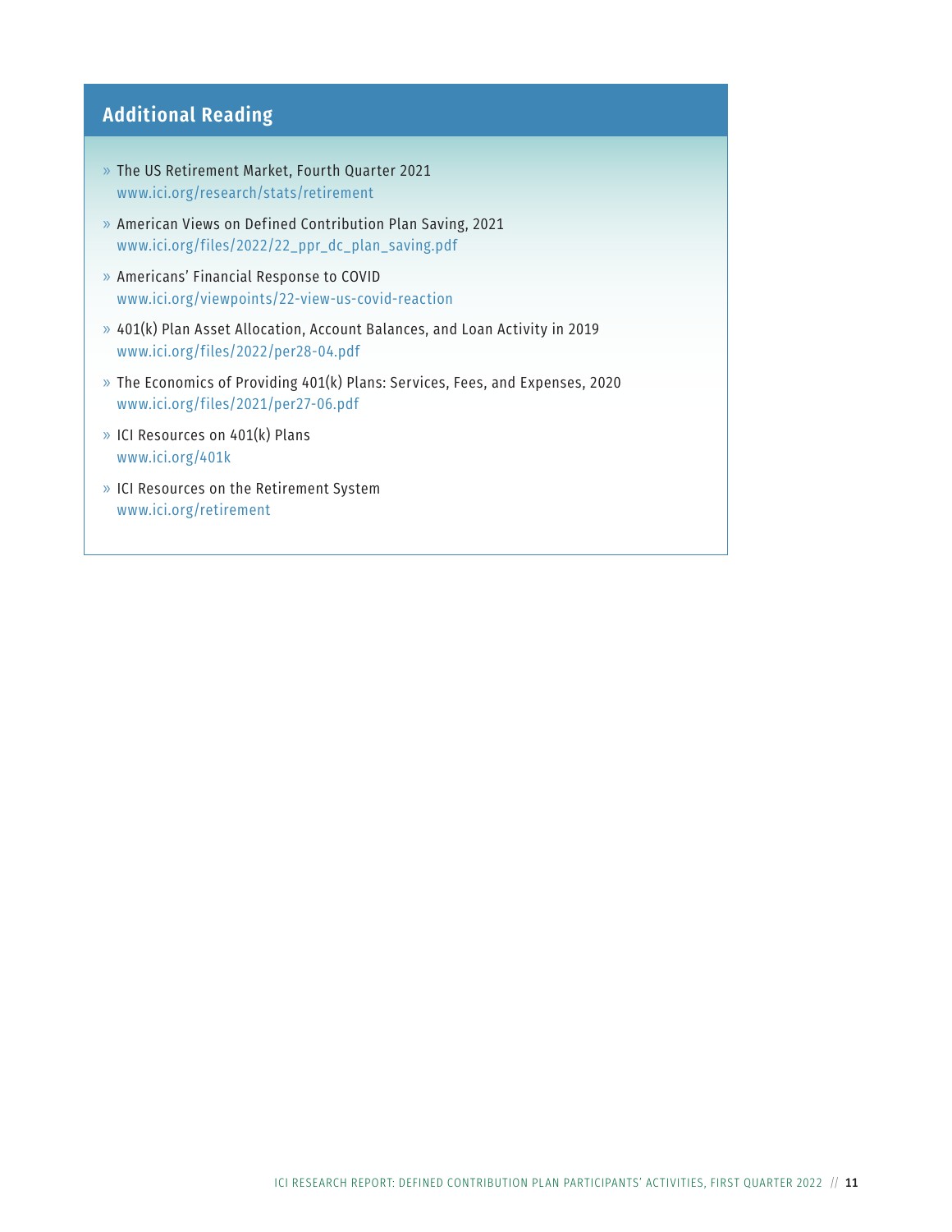## Additional Reading

- The US Retirement Market, Fourth Quarter 2021
  www.ici.org/research/stats/retirement
- American Views on Defined Contribution Plan Saving, 2021
  www.ici.org/files/2022/22_ppr_dc_plan_saving.pdf
- Americans' Financial Response to COVID
  www.ici.org/viewpoints/22-view-us-covid-reaction
- 401(k) Plan Asset Allocation, Account Balances, and Loan Activity in 2019
  www.ici.org/files/2022/per28-04.pdf
- The Economics of Providing 401(k) Plans: Services, Fees, and Expenses, 2020
  www.ici.org/files/2021/per27-06.pdf
- ICI Resources on 401(k) Plans
  www.ici.org/401k
- ICI Resources on the Retirement System
  www.ici.org/retirement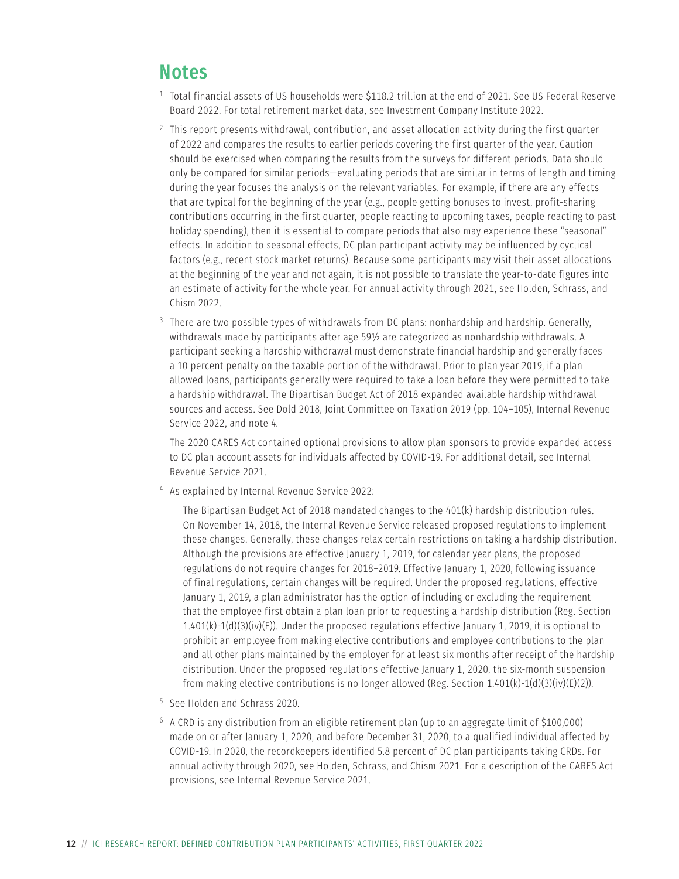## Notes

[1] Total financial assets of US households were $118.2 trillion at the end of 2021. See US Federal Reserve Board 2022. For total retirement market data, see Investment Company Institute 2022.

[2] This report presents withdrawal, contribution, and asset allocation activity during the first quarter of 2022 and compares the results to earlier periods covering the first quarter of the year. Caution should be exercised when comparing the results from the surveys for different periods. Data should only be compared for similar periods—evaluating periods that are similar in terms of length and timing during the year focuses the analysis on the relevant variables. For example, if there are any effects that are typical for the beginning of the year (e.g., people getting bonuses to invest, profit-sharing contributions occurring in the first quarter, people reacting to upcoming taxes, people reacting to past holiday spending), then it is essential to compare periods that also may experience these "seasonal" effects. In addition to seasonal effects, DC plan participant activity may be influenced by cyclical factors (e.g., recent stock market returns). Because some participants may visit their asset allocations at the beginning of the year and not again, it is not possible to translate the year-to-date figures into an estimate of activity for the whole year. For annual activity through 2021, see Holden, Schrass, and Chism 2022.

[3] There are two possible types of withdrawals from DC plans: nonhardship and hardship. Generally, withdrawals made by participants after age 59½ are categorized as nonhardship withdrawals. A participant seeking a hardship withdrawal must demonstrate financial hardship and generally faces a 10 percent penalty on the taxable portion of the withdrawal. Prior to plan year 2019, if a plan allowed loans, participants generally were required to take a loan before they were permitted to take a hardship withdrawal. The Bipartisan Budget Act of 2018 expanded available hardship withdrawal sources and access. See Dold 2018, Joint Committee on Taxation 2019 (pp. 104–105), Internal Revenue Service 2022, and note 4.

The 2020 CARES Act contained optional provisions to allow plan sponsors to provide expanded access to DC plan account assets for individuals affected by COVID-19. For additional detail, see Internal Revenue Service 2021.

[4] As explained by Internal Revenue Service 2022:

> The Bipartisan Budget Act of 2018 mandated changes to the 401(k) hardship distribution rules. On November 14, 2018, the Internal Revenue Service released proposed regulations to implement these changes. Generally, these changes relax certain restrictions on taking a hardship distribution. Although the provisions are effective January 1, 2019, for calendar year plans, the proposed regulations do not require changes for 2018–2019. Effective January 1, 2020, following issuance of final regulations, certain changes will be required. Under the proposed regulations, effective January 1, 2019, a plan administrator has the option of including or excluding the requirement that the employee first obtain a plan loan prior to requesting a hardship distribution (Reg. Section 1.401(k)-1(d)(3)(iv)(E)). Under the proposed regulations effective January 1, 2019, it is optional to prohibit an employee from making elective contributions and employee contributions to the plan and all other plans maintained by the employer for at least six months after receipt of the hardship distribution. Under the proposed regulations effective January 1, 2020, the six-month suspension from making elective contributions is no longer allowed (Reg. Section 1.401(k)-1(d)(3)(iv)(E)(2)).

[5] See Holden and Schrass 2020.

[6] A CRD is any distribution from an eligible retirement plan (up to an aggregate limit of $100,000) made on or after January 1, 2020, and before December 31, 2020, to a qualified individual affected by COVID-19. In 2020, the recordkeepers identified 5.8 percent of DC plan participants taking CRDs. For annual activity through 2020, see Holden, Schrass, and Chism 2021. For a description of the CARES Act provisions, see Internal Revenue Service 2021.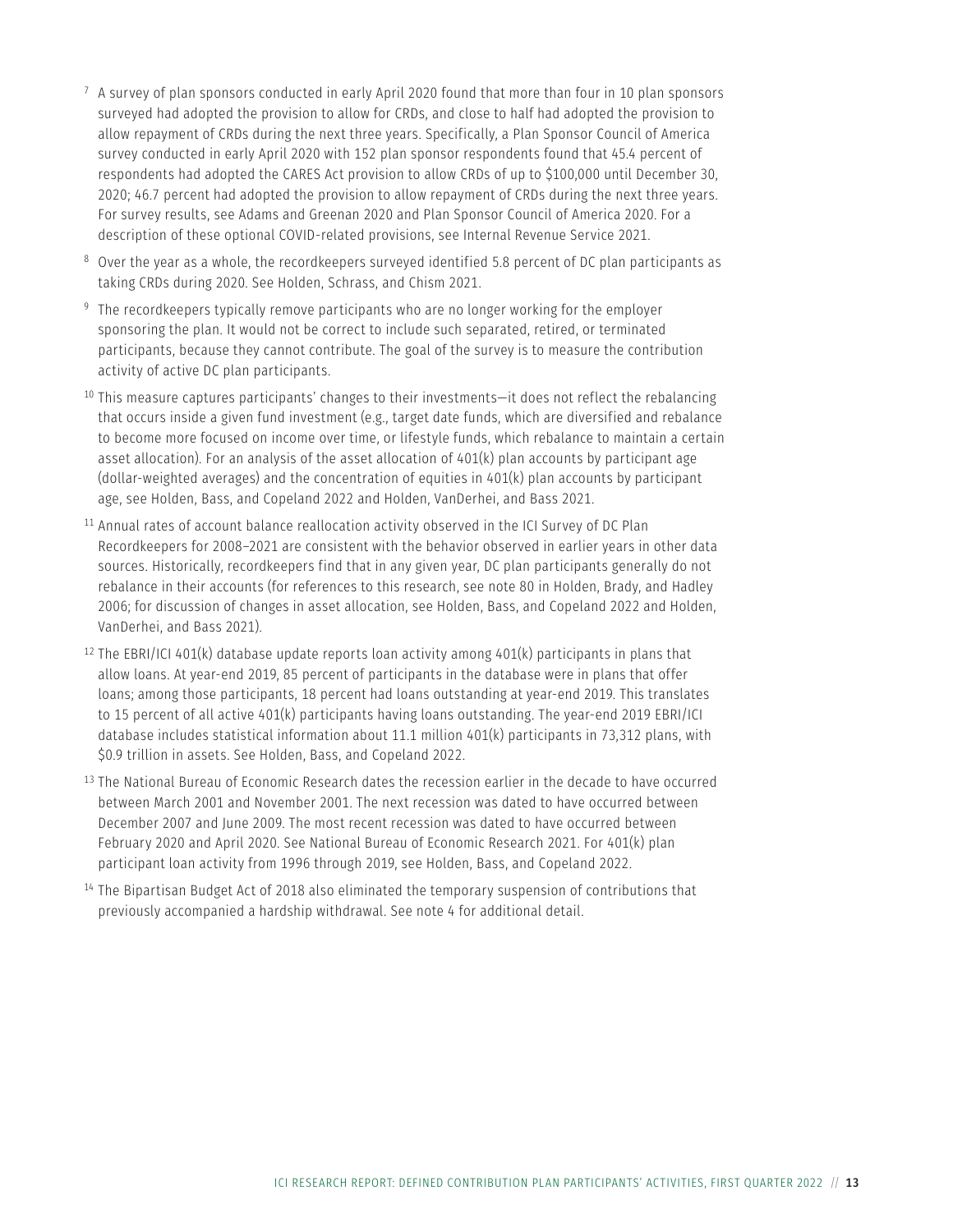[7] A survey of plan sponsors conducted in early April 2020 found that more than four in 10 plan sponsors surveyed had adopted the provision to allow for CRDs, and close to half had adopted the provision to allow repayment of CRDs during the next three years. Specifically, a Plan Sponsor Council of America survey conducted in early April 2020 with 152 plan sponsor respondents found that 45.4 percent of respondents had adopted the CARES Act provision to allow CRDs of up to $100,000 until December 30, 2020; 46.7 percent had adopted the provision to allow repayment of CRDs during the next three years. For survey results, see Adams and Greenan 2020 and Plan Sponsor Council of America 2020. For a description of these optional COVID-related provisions, see Internal Revenue Service 2021.

[8] Over the year as a whole, the recordkeepers surveyed identified 5.8 percent of DC plan participants as taking CRDs during 2020. See Holden, Schrass, and Chism 2021.

[9] The recordkeepers typically remove participants who are no longer working for the employer sponsoring the plan. It would not be correct to include such separated, retired, or terminated participants, because they cannot contribute. The goal of the survey is to measure the contribution activity of active DC plan participants.

[10] This measure captures participants' changes to their investments—it does not reflect the rebalancing that occurs inside a given fund investment (e.g., target date funds, which are diversified and rebalance to become more focused on income over time, or lifestyle funds, which rebalance to maintain a certain asset allocation). For an analysis of the asset allocation of 401(k) plan accounts by participant age (dollar-weighted averages) and the concentration of equities in 401(k) plan accounts by participant age, see Holden, Bass, and Copeland 2022 and Holden, VanDerhei, and Bass 2021.

[11] Annual rates of account balance reallocation activity observed in the ICI Survey of DC Plan Recordkeepers for 2008–2021 are consistent with the behavior observed in earlier years in other data sources. Historically, recordkeepers find that in any given year, DC plan participants generally do not rebalance in their accounts (for references to this research, see note 80 in Holden, Brady, and Hadley 2006; for discussion of changes in asset allocation, see Holden, Bass, and Copeland 2022 and Holden, VanDerhei, and Bass 2021).

[12] The EBRI/ICI 401(k) database update reports loan activity among 401(k) participants in plans that allow loans. At year-end 2019, 85 percent of participants in the database were in plans that offer loans; among those participants, 18 percent had loans outstanding at year-end 2019. This translates to 15 percent of all active 401(k) participants having loans outstanding. The year-end 2019 EBRI/ICI database includes statistical information about 11.1 million 401(k) participants in 73,312 plans, with $0.9 trillion in assets. See Holden, Bass, and Copeland 2022.

[13] The National Bureau of Economic Research dates the recession earlier in the decade to have occurred between March 2001 and November 2001. The next recession was dated to have occurred between December 2007 and June 2009. The most recent recession was dated to have occurred between February 2020 and April 2020. See National Bureau of Economic Research 2021. For 401(k) plan participant loan activity from 1996 through 2019, see Holden, Bass, and Copeland 2022.

[14] The Bipartisan Budget Act of 2018 also eliminated the temporary suspension of contributions that previously accompanied a hardship withdrawal. See note 4 for additional detail.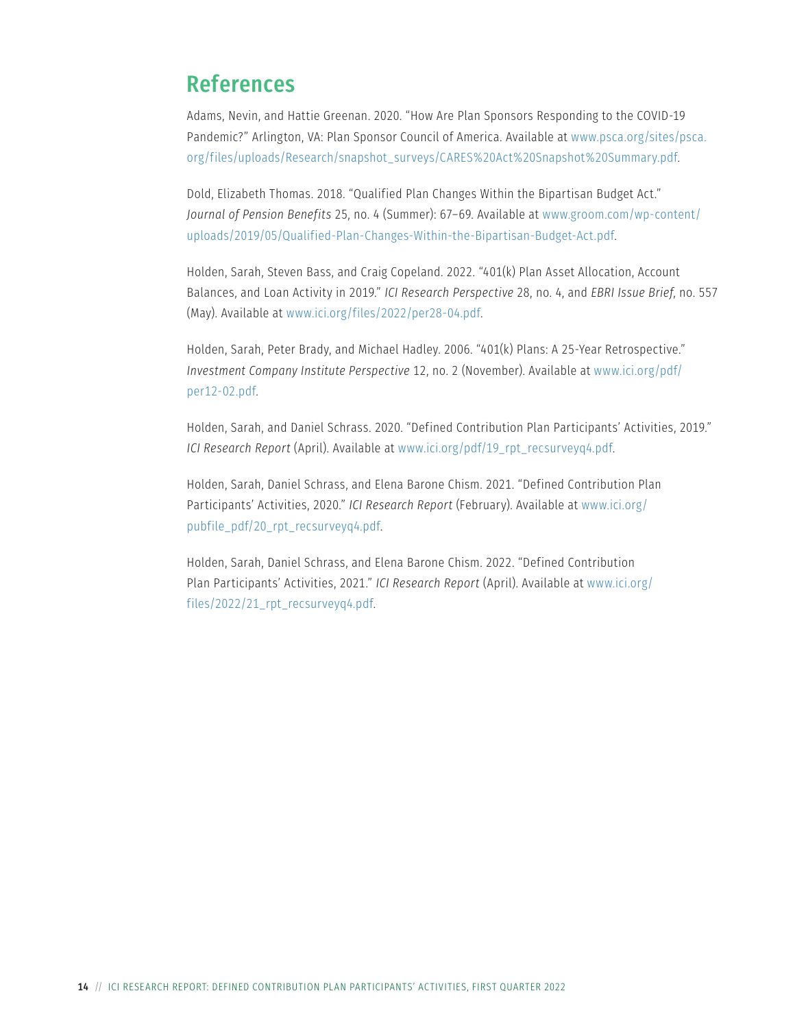## References

Adams, Nevin, and Hattie Greenan. 2020. "How Are Plan Sponsors Responding to the COVID-19 Pandemic?" Arlington, VA: Plan Sponsor Council of America. Available at www.psca.org/sites/psca.org/files/uploads/Research/snapshot_surveys/CARES%20Act%20Snapshot%20Summary.pdf.

Dold, Elizabeth Thomas. 2018. "Qualified Plan Changes Within the Bipartisan Budget Act." *Journal of Pension Benefits* 25, no. 4 (Summer): 67–69. Available at www.groom.com/wp-content/uploads/2019/05/Qualified-Plan-Changes-Within-the-Bipartisan-Budget-Act.pdf.

Holden, Sarah, Steven Bass, and Craig Copeland. 2022. "401(k) Plan Asset Allocation, Account Balances, and Loan Activity in 2019." *ICI Research Perspective* 28, no. 4, and *EBRI Issue Brief*, no. 557 (May). Available at www.ici.org/files/2022/per28-04.pdf.

Holden, Sarah, Peter Brady, and Michael Hadley. 2006. "401(k) Plans: A 25-Year Retrospective." *Investment Company Institute Perspective* 12, no. 2 (November). Available at www.ici.org/pdf/per12-02.pdf.

Holden, Sarah, and Daniel Schrass. 2020. "Defined Contribution Plan Participants' Activities, 2019." *ICI Research Report* (April). Available at www.ici.org/pdf/19_rpt_recsurveyq4.pdf.

Holden, Sarah, Daniel Schrass, and Elena Barone Chism. 2021. "Defined Contribution Plan Participants' Activities, 2020." *ICI Research Report* (February). Available at www.ici.org/pubfile_pdf/20_rpt_recsurveyq4.pdf.

Holden, Sarah, Daniel Schrass, and Elena Barone Chism. 2022. "Defined Contribution Plan Participants' Activities, 2021." *ICI Research Report* (April). Available at www.ici.org/files/2022/21_rpt_recsurveyq4.pdf.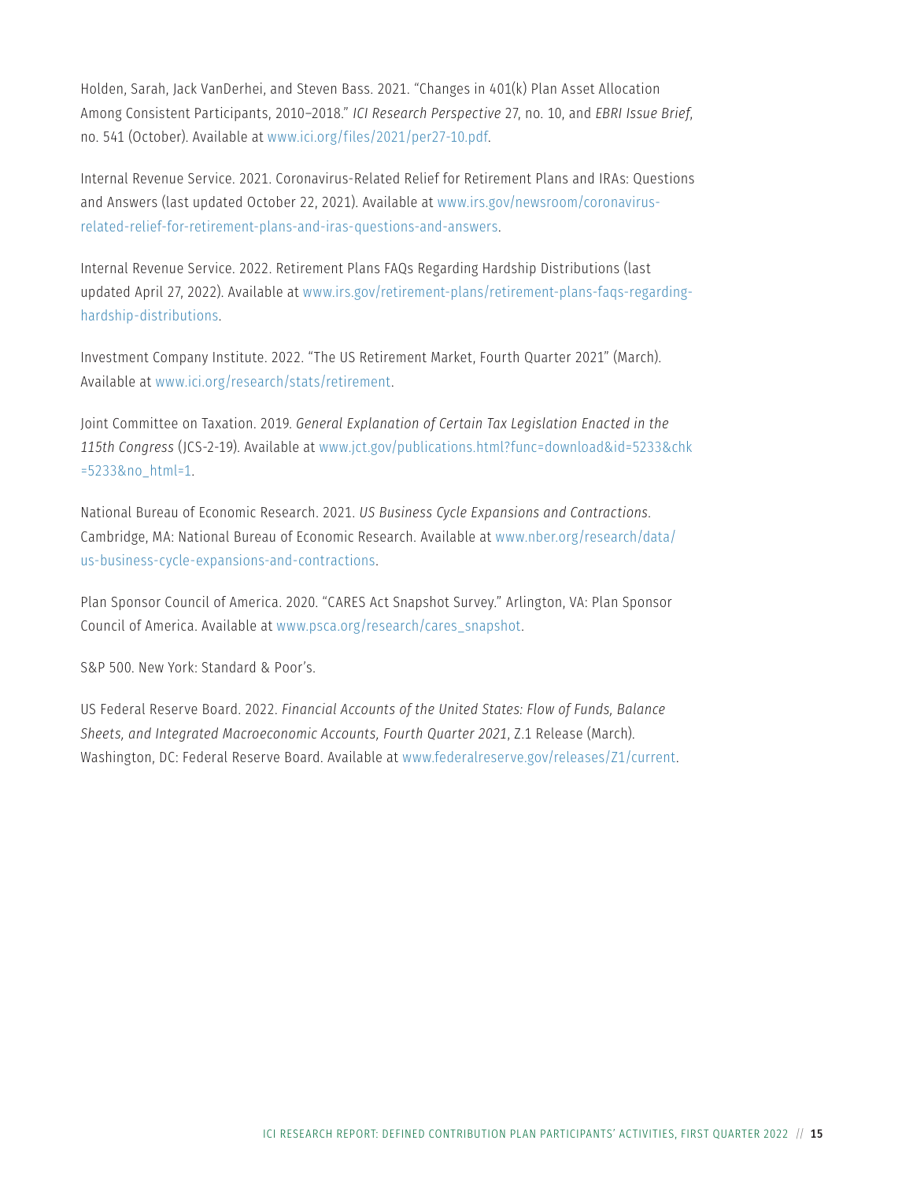Holden, Sarah, Jack VanDerhei, and Steven Bass. 2021. "Changes in 401(k) Plan Asset Allocation Among Consistent Participants, 2010–2018." *ICI Research Perspective* 27, no. 10, and *EBRI Issue Brief*, no. 541 (October). Available at www.ici.org/files/2021/per27-10.pdf.

Internal Revenue Service. 2021. Coronavirus-Related Relief for Retirement Plans and IRAs: Questions and Answers (last updated October 22, 2021). Available at www.irs.gov/newsroom/coronavirus-related-relief-for-retirement-plans-and-iras-questions-and-answers.

Internal Revenue Service. 2022. Retirement Plans FAQs Regarding Hardship Distributions (last updated April 27, 2022). Available at www.irs.gov/retirement-plans/retirement-plans-faqs-regarding-hardship-distributions.

Investment Company Institute. 2022. "The US Retirement Market, Fourth Quarter 2021" (March). Available at www.ici.org/research/stats/retirement.

Joint Committee on Taxation. 2019. *General Explanation of Certain Tax Legislation Enacted in the 115th Congress* (JCS-2-19). Available at www.jct.gov/publications.html?func=download&id=5233&chk=5233&no_html=1.

National Bureau of Economic Research. 2021. *US Business Cycle Expansions and Contractions*. Cambridge, MA: National Bureau of Economic Research. Available at www.nber.org/research/data/us-business-cycle-expansions-and-contractions.

Plan Sponsor Council of America. 2020. "CARES Act Snapshot Survey." Arlington, VA: Plan Sponsor Council of America. Available at www.psca.org/research/cares_snapshot.

S&P 500. New York: Standard & Poor's.

US Federal Reserve Board. 2022. *Financial Accounts of the United States: Flow of Funds, Balance Sheets, and Integrated Macroeconomic Accounts, Fourth Quarter 2021*, Z.1 Release (March). Washington, DC: Federal Reserve Board. Available at www.federalreserve.gov/releases/Z1/current.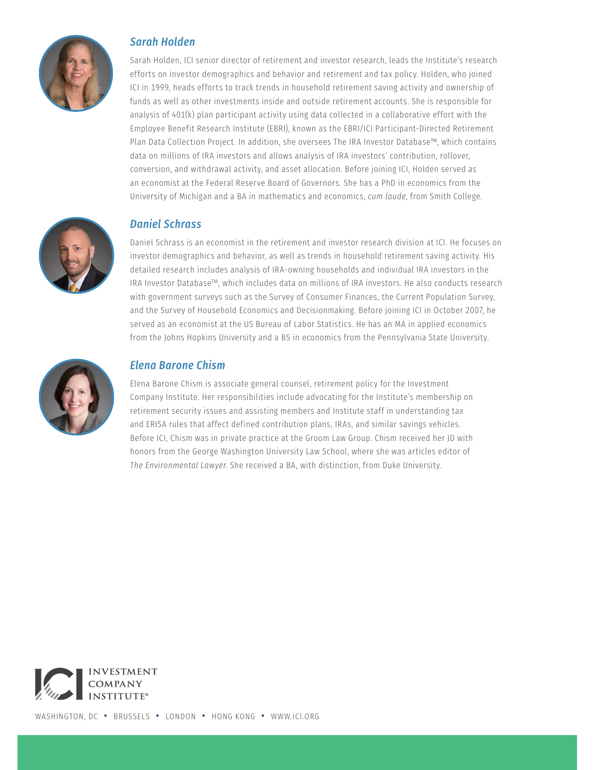### *Sarah Holden*

Sarah Holden, ICI senior director of retirement and investor research, leads the Institute's research efforts on investor demographics and behavior and retirement and tax policy. Holden, who joined ICI in 1999, heads efforts to track trends in household retirement saving activity and ownership of funds as well as other investments inside and outside retirement accounts. She is responsible for analysis of 401(k) plan participant activity using data collected in a collaborative effort with the Employee Benefit Research Institute (EBRI), known as the EBRI/ICI Participant-Directed Retirement Plan Data Collection Project. In addition, she oversees The IRA Investor Database™, which contains data on millions of IRA investors and allows analysis of IRA investors' contribution, rollover, conversion, and withdrawal activity, and asset allocation. Before joining ICI, Holden served as an economist at the Federal Reserve Board of Governors. She has a PhD in economics from the University of Michigan and a BA in mathematics and economics, *cum laude*, from Smith College.

### *Daniel Schrass*

Daniel Schrass is an economist in the retirement and investor research division at ICI. He focuses on investor demographics and behavior, as well as trends in household retirement saving activity. His detailed research includes analysis of IRA-owning households and individual IRA investors in the IRA Investor Database™, which includes data on millions of IRA investors. He also conducts research with government surveys such as the Survey of Consumer Finances, the Current Population Survey, and the Survey of Household Economics and Decisionmaking. Before joining ICI in October 2007, he served as an economist at the US Bureau of Labor Statistics. He has an MA in applied economics from the Johns Hopkins University and a BS in economics from the Pennsylvania State University.

### *Elena Barone Chism*

Elena Barone Chism is associate general counsel, retirement policy for the Investment Company Institute. Her responsibilities include advocating for the Institute's membership on retirement security issues and assisting members and Institute staff in understanding tax and ERISA rules that affect defined contribution plans, IRAs, and similar savings vehicles. Before ICI, Chism was in private practice at the Groom Law Group. Chism received her JD with honors from the George Washington University Law School, where she was articles editor of *The Environmental Lawyer*. She received a BA, with distinction, from Duke University.

INVESTMENT COMPANY INSTITUTE®

WASHINGTON, DC • BRUSSELS • LONDON • HONG KONG • WWW.ICI.ORG